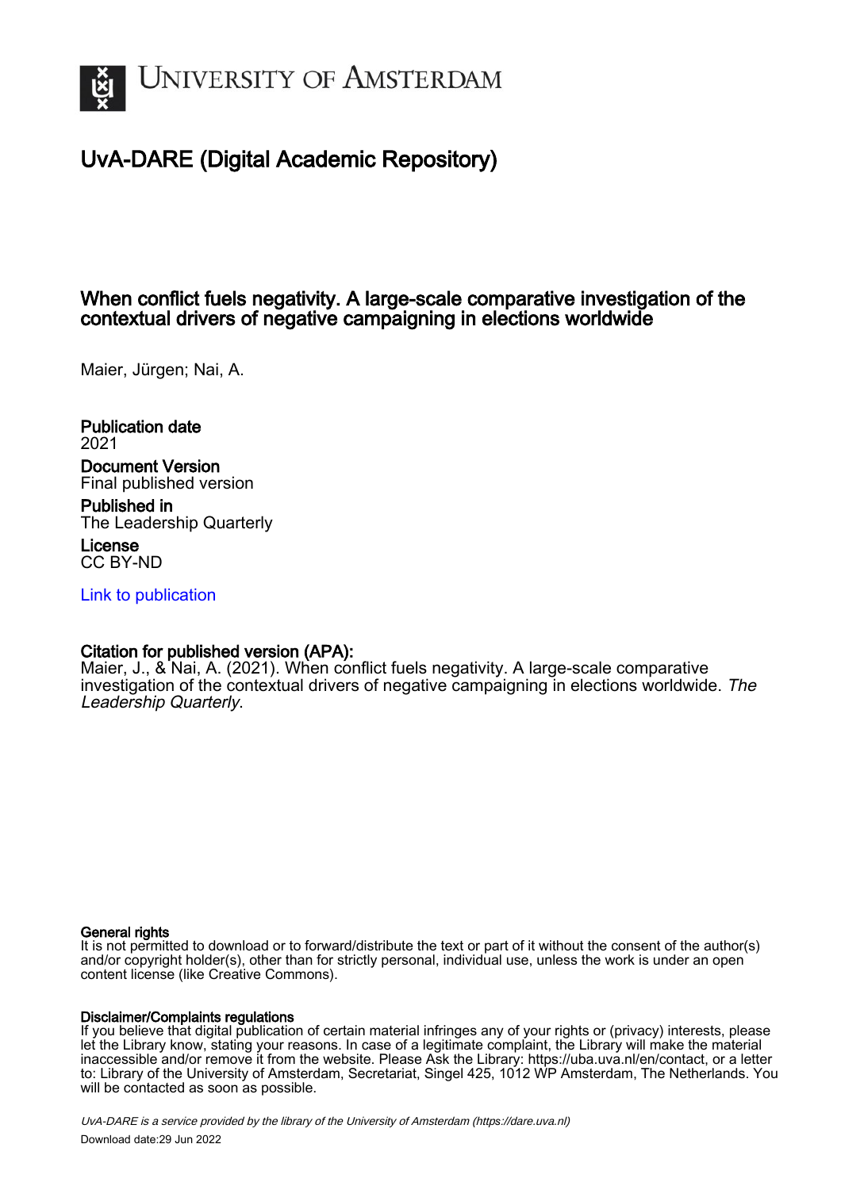# University of Amsterdam

## UvA-DARE (Digital Academic Repository)

### When conflict fuels negativity. A large-scale comparative investigation of the contextual drivers of negative campaigning in elections worldwide

Maier, Jürgen; Nai, A.

**Publication date**
2021

**Document Version**
Final published version

**Published in**
The Leadership Quarterly

**License**
CC BY-ND

Link to publication

**Citation for published version (APA):**
Maier, J., & Nai, A. (2021). When conflict fuels negativity. A large-scale comparative investigation of the contextual drivers of negative campaigning in elections worldwide. *The Leadership Quarterly*.

**General rights**
It is not permitted to download or to forward/distribute the text or part of it without the consent of the author(s) and/or copyright holder(s), other than for strictly personal, individual use, unless the work is under an open content license (like Creative Commons).

**Disclaimer/Complaints regulations**
If you believe that digital publication of certain material infringes any of your rights or (privacy) interests, please let the Library know, stating your reasons. In case of a legitimate complaint, the Library will make the material inaccessible and/or remove it from the website. Please Ask the Library: https://uba.uva.nl/en/contact, or a letter to: Library of the University of Amsterdam, Secretariat, Singel 425, 1012 WP Amsterdam, The Netherlands. You will be contacted as soon as possible.

*UvA-DARE is a service provided by the library of the University of Amsterdam (https://dare.uva.nl)*
Download date:29 Jun 2022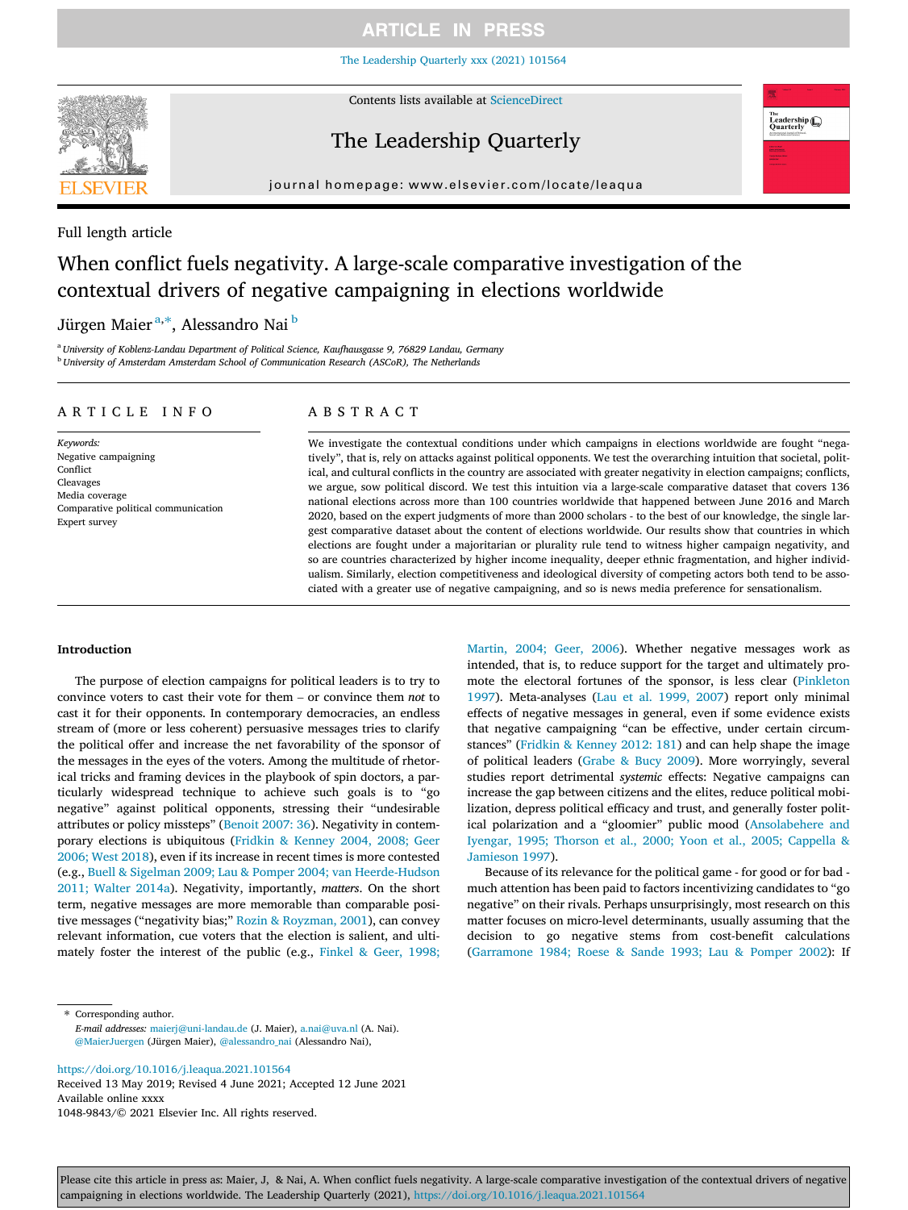ARTICLE IN PRESS

Full length article

# When conflict fuels negativity. A large-scale comparative investigation of the contextual drivers of negative campaigning in elections worldwide

Jürgen Maier[a,*], Alessandro Nai[b]

[a] University of Koblenz-Landau Department of Political Science, Kaufhausgasse 9, 76829 Landau, Germany
[b] University of Amsterdam Amsterdam School of Communication Research (ASCoR), The Netherlands

## ARTICLE INFO

*Keywords:*
Negative campaigning
Conflict
Cleavages
Media coverage
Comparative political communication
Expert survey

## ABSTRACT

We investigate the contextual conditions under which campaigns in elections worldwide are fought "negatively", that is, rely on attacks against political opponents. We test the overarching intuition that societal, political, and cultural conflicts in the country are associated with greater negativity in election campaigns; conflicts, we argue, sow political discord. We test this intuition via a large-scale comparative dataset that covers 136 national elections across more than 100 countries worldwide that happened between June 2016 and March 2020, based on the expert judgments of more than 2000 scholars - to the best of our knowledge, the single largest comparative dataset about the content of elections worldwide. Our results show that countries in which elections are fought under a majoritarian or plurality rule tend to witness higher campaign negativity, and so are countries characterized by higher income inequality, deeper ethnic fragmentation, and higher individualism. Similarly, election competitiveness and ideological diversity of competing actors both tend to be associated with a greater use of negative campaigning, and so is news media preference for sensationalism.

### Introduction

The purpose of election campaigns for political leaders is to try to convince voters to cast their vote for them – or convince them *not* to cast it for their opponents. In contemporary democracies, an endless stream of (more or less coherent) persuasive messages tries to clarify the political offer and increase the net favorability of the sponsor of the messages in the eyes of the voters. Among the multitude of rhetorical tricks and framing devices in the playbook of spin doctors, a particularly widespread technique to achieve such goals is to "go negative" against political opponents, stressing their "undesirable attributes or policy missteps" (Benoit 2007: 36). Negativity in contemporary elections is ubiquitous (Fridkin & Kenney 2004, 2008; Geer 2006; West 2018), even if its increase in recent times is more contested (e.g., Buell & Sigelman 2009; Lau & Pomper 2004; van Heerde-Hudson 2011; Walter 2014a). Negativity, importantly, *matters*. On the short term, negative messages are more memorable than comparable positive messages ("negativity bias;" Rozin & Royzman, 2001), can convey relevant information, cue voters that the election is salient, and ultimately foster the interest of the public (e.g., Finkel & Geer, 1998; Martin, 2004; Geer, 2006). Whether negative messages work as intended, that is, to reduce support for the target and ultimately promote the electoral fortunes of the sponsor, is less clear (Pinkleton 1997). Meta-analyses (Lau et al. 1999, 2007) report only minimal effects of negative messages in general, even if some evidence exists that negative campaigning "can be effective, under certain circumstances" (Fridkin & Kenney 2012: 181) and can help shape the image of political leaders (Grabe & Bucy 2009). More worryingly, several studies report detrimental *systemic* effects: Negative campaigns can increase the gap between citizens and the elites, reduce political mobilization, depress political efficacy and trust, and generally foster political polarization and a "gloomier" public mood (Ansolabehere and Iyengar, 1995; Thorson et al., 2000; Yoon et al., 2005; Cappella & Jamieson 1997).

Because of its relevance for the political game - for good or for bad - much attention has been paid to factors incentivizing candidates to "go negative" on their rivals. Perhaps unsurprisingly, most research on this matter focuses on micro-level determinants, usually assuming that the decision to go negative stems from cost-benefit calculations (Garramone 1984; Roese & Sande 1993; Lau & Pomper 2002): If

\* Corresponding author.
*E-mail addresses:* maierj@uni-landau.de (J. Maier), a.nai@uva.nl (A. Nai).
@MaierJuergen (Jürgen Maier), @alessandro_nai (Alessandro Nai),

https://doi.org/10.1016/j.leaqua.2021.101564
Received 13 May 2019; Revised 4 June 2021; Accepted 12 June 2021
Available online xxxx
1048-9843/© 2021 Elsevier Inc. All rights reserved.

Please cite this article in press as: Maier, J, & Nai, A. When conflict fuels negativity. A large-scale comparative investigation of the contextual drivers of negative campaigning in elections worldwide. The Leadership Quarterly (2021), https://doi.org/10.1016/j.leaqua.2021.101564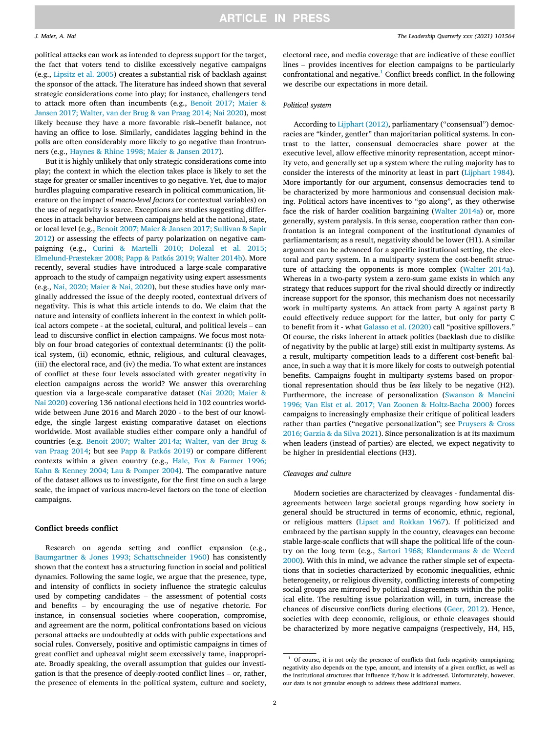political attacks can work as intended to depress support for the target, the fact that voters tend to dislike excessively negative campaigns (e.g., Lipsitz et al. 2005) creates a substantial risk of backlash against the sponsor of the attack. The literature has indeed shown that several strategic considerations come into play; for instance, challengers tend to attack more often than incumbents (e.g., Benoit 2017; Maier & Jansen 2017; Walter, van der Brug & van Praag 2014; Nai 2020), most likely because they have a more favorable risk–benefit balance, not having an office to lose. Similarly, candidates lagging behind in the polls are often considerably more likely to go negative than frontrunners (e.g., Haynes & Rhine 1998; Maier & Jansen 2017).

But it is highly unlikely that only strategic considerations come into play; the context in which the election takes place is likely to set the stage for greater or smaller incentives to go negative. Yet, due to major hurdles plaguing comparative research in political communication, literature on the impact of *macro-level factors* (or contextual variables) on the use of negativity is scarce. Exceptions are studies suggesting differences in attack behavior between campaigns held at the national, state, or local level (e.g., Benoit 2007; Maier & Jansen 2017; Sullivan & Sapir 2012) or assessing the effects of party polarization on negative campaigning (e.g., Curini & Martelli 2010; Dolezal et al. 2015; Elmelund-Præstekær 2008; Papp & Patkós 2019; Walter 2014b). More recently, several studies have introduced a large-scale comparative approach to the study of campaign negativity using expert assessments (e.g., Nai, 2020; Maier & Nai, 2020), but these studies have only marginally addressed the issue of the deeply rooted, contextual drivers of negativity. This is what this article intends to do. We claim that the nature and intensity of conflicts inherent in the context in which political actors compete - at the societal, cultural, and political levels – can lead to discursive conflict in election campaigns. We focus most notably on four broad categories of contextual determinants: (i) the political system, (ii) economic, ethnic, religious, and cultural cleavages, (iii) the electoral race, and (iv) the media. To what extent are instances of conflict at these four levels associated with greater negativity in election campaigns across the world? We answer this overarching question via a large-scale comparative dataset (Nai 2020; Maier & Nai 2020) covering 136 national elections held in 102 countries worldwide between June 2016 and March 2020 - to the best of our knowledge, the single largest existing comparative dataset on elections worldwide. Most available studies either compare only a handful of countries (e.g. Benoit 2007; Walter 2014a; Walter, van der Brug & van Praag 2014; but see Papp & Patkós 2019) or compare different contexts within a given country (e.g., Hale, Fox & Farmer 1996; Kahn & Kenney 2004; Lau & Pomper 2004). The comparative nature of the dataset allows us to investigate, for the first time on such a large scale, the impact of various macro-level factors on the tone of election campaigns.

## Conflict breeds conflict

Research on agenda setting and conflict expansion (e.g., Baumgartner & Jones 1993; Schattschneider 1960) has consistently shown that the context has a structuring function in social and political dynamics. Following the same logic, we argue that the presence, type, and intensity of conflicts in society influence the strategic calculus used by competing candidates – the assessment of potential costs and benefits – by encouraging the use of negative rhetoric. For instance, in consensual societies where cooperation, compromise, and agreement are the norm, political confrontations based on vicious personal attacks are undoubtedly at odds with public expectations and social rules. Conversely, positive and optimistic campaigns in times of great conflict and upheaval might seem excessively tame, inappropriate. Broadly speaking, the overall assumption that guides our investigation is that the presence of deeply-rooted conflict lines – or, rather, the presence of elements in the political system, culture and society, electoral race, and media coverage that are indicative of these conflict lines – provides incentives for election campaigns to be particularly confrontational and negative.[1] Conflict breeds conflict. In the following we describe our expectations in more detail.

### *Political system*

According to Lijphart (2012), parliamentary ("consensual") democracies are "kinder, gentler" than majoritarian political systems. In contrast to the latter, consensual democracies share power at the executive level, allow effective minority representation, accept minority veto, and generally set up a system where the ruling majority has to consider the interests of the minority at least in part (Lijphart 1984). More importantly for our argument, consensus democracies tend to be characterized by more harmonious and consensual decision making. Political actors have incentives to "go along", as they otherwise face the risk of harder coalition bargaining (Walter 2014a) or, more generally, system paralysis. In this sense, cooperation rather than confrontation is an integral component of the institutional dynamics of parliamentarism; as a result, negativity should be lower (H1). A similar argument can be advanced for a specific institutional setting, the electoral and party system. In a multiparty system the cost-benefit structure of attacking the opponents is more complex (Walter 2014a). Whereas in a two-party system a zero-sum game exists in which any strategy that reduces support for the rival should directly or indirectly increase support for the sponsor, this mechanism does not necessarily work in multiparty systems. An attack from party A against party B could effectively reduce support for the latter, but only for party C to benefit from it - what Galasso et al. (2020) call "positive spillovers." Of course, the risks inherent in attack politics (backlash due to dislike of negativity by the public at large) still exist in multiparty systems. As a result, multiparty competition leads to a different cost-benefit balance, in such a way that it is more likely for costs to outweigh potential benefits. Campaigns fought in multiparty systems based on proportional representation should thus be *less* likely to be negative (H2). Furthermore, the increase of personalization (Swanson & Mancini 1996; Van Elst et al. 2017; Van Zoonen & Holtz-Bacha 2000) forces campaigns to increasingly emphasize their critique of political leaders rather than parties ("negative personalization"; see Pruysers & Cross 2016; Garzia & da Silva 2021). Since personalization is at its maximum when leaders (instead of parties) are elected, we expect negativity to be higher in presidential elections (H3).

### *Cleavages and culture*

Modern societies are characterized by cleavages - fundamental disagreements between large societal groups regarding how society in general should be structured in terms of economic, ethnic, regional, or religious matters (Lipset and Rokkan 1967). If politicized and embraced by the partisan supply in the country, cleavages can become stable large-scale conflicts that will shape the political life of the country on the long term (e.g., Sartori 1968; Klandermans & de Weerd 2000). With this in mind, we advance the rather simple set of expectations that in societies characterized by economic inequalities, ethnic heterogeneity, or religious diversity, conflicting interests of competing social groups are mirrored by political disagreements within the political elite. The resulting issue polarization will, in turn, increase the chances of discursive conflicts during elections (Geer, 2012). Hence, societies with deep economic, religious, or ethnic cleavages should be characterized by more negative campaigns (respectively, H4, H5,

[1] Of course, it is not only the presence of conflicts that fuels negativity campaigning; negativity also depends on the type, amount, and intensity of a given conflict, as well as the institutional structures that influence if/how it is addressed. Unfortunately, however, our data is not granular enough to address these additional matters.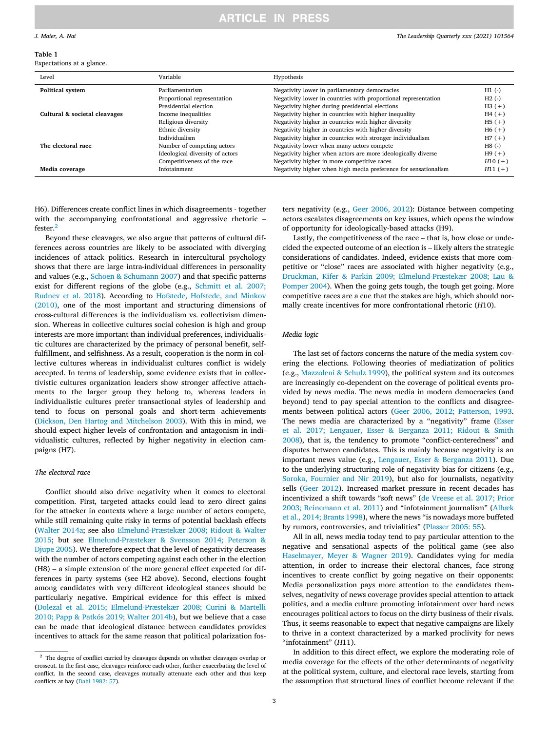**Table 1**
Expectations at a glance.

| Level | Variable | Hypothesis | |
|---|---|---|---|
| **Political system** | Parliamentarism | Negativity lower in parliamentary democracies | H1 (-) |
| | Proportional representation | Negativity lower in countries with proportional representation | H2 (-) |
| | Presidential election | Negativity higher during presidential elections | H3 (+) |
| **Cultural & societal cleavages** | Income inequalities | Negativity higher in countries with higher inequality | H4 (+) |
| | Religious diversity | Negativity higher in countries with higher diversity | H5 (+) |
| | Ethnic diversity | Negativity higher in countries with higher diversity | H6 (+) |
| | Individualism | Negativity higher in countries with stronger individualism | H7 (+) |
| **The electoral race** | Number of competing actors | Negativity lower when many actors compete | H8 (-) |
| | Ideological diversity of actors | Negativity higher when actors are more ideologically diverse | H9 (+) |
| | Competitiveness of the race | Negativity higher in more competitive races | *H*10 (+) |
| **Media coverage** | Infotainment | Negativity higher when high media preference for sensationalism | *H*11 (+) |

H6). Differences create conflict lines in which disagreements - together with the accompanying confrontational and aggressive rhetoric – fester.[2]

Beyond these cleavages, we also argue that patterns of cultural differences across countries are likely to be associated with diverging incidences of attack politics. Research in intercultural psychology shows that there are large intra-individual differences in personality and values (e.g., Schoen & Schumann 2007) and that specific patterns exist for different regions of the globe (e.g., Schmitt et al. 2007; Rudnev et al. 2018). According to Hofstede, Hofstede, and Minkov (2010), one of the most important and structuring dimensions of cross-cultural differences is the individualism vs. collectivism dimension. Whereas in collective cultures social cohesion is high and group interests are more important than individual preferences, individualistic cultures are characterized by the primacy of personal benefit, self-fulfillment, and selfishness. As a result, cooperation is the norm in collective cultures whereas in individualist cultures conflict is widely accepted. In terms of leadership, some evidence exists that in collectivistic cultures organization leaders show stronger affective attachments to the larger group they belong to, whereas leaders in individualistic cultures prefer transactional styles of leadership and tend to focus on personal goals and short-term achievements (Dickson, Den Hartog and Mitchelson 2003). With this in mind, we should expect higher levels of confrontation and antagonism in individualistic cultures, reflected by higher negativity in election campaigns (H7).

### *The electoral race*

Conflict should also drive negativity when it comes to electoral competition. First, targeted attacks could lead to zero direct gains for the attacker in contexts where a large number of actors compete, while still remaining quite risky in terms of potential backlash effects (Walter 2014a; see also Elmelund-Præstekær 2008; Ridout & Walter 2015; but see Elmelund-Præstekær & Svensson 2014; Peterson & Djupe 2005). We therefore expect that the level of negativity decreases with the number of actors competing against each other in the election (H8) – a simple extension of the more general effect expected for differences in party systems (see H2 above). Second, elections fought among candidates with very different ideological stances should be particularly negative. Empirical evidence for this effect is mixed (Dolezal et al. 2015; Elmelund-Præstekær 2008; Curini & Martelli 2010; Papp & Patkós 2019; Walter 2014b), but we believe that a case can be made that ideological distance between candidates provides incentives to attack for the same reason that political polarization fosters negativity (e.g., Geer 2006, 2012): Distance between competing actors escalates disagreements on key issues, which opens the window of opportunity for ideologically-based attacks (H9).

Lastly, the competitiveness of the race – that is, how close or undecided the expected outcome of an election is – likely alters the strategic considerations of candidates. Indeed, evidence exists that more competitive or "close" races are associated with higher negativity (e.g., Druckman, Kifer & Parkin 2009; Elmelund-Præstekær 2008; Lau & Pomper 2004). When the going gets tough, the tough get going. More competitive races are a cue that the stakes are high, which should normally create incentives for more confrontational rhetoric (*H*10).

### *Media logic*

The last set of factors concerns the nature of the media system covering the elections. Following theories of mediatization of politics (e.g., Mazzoleni & Schulz 1999), the political system and its outcomes are increasingly co-dependent on the coverage of political events provided by news media. The news media in modern democracies (and beyond) tend to pay special attention to the conflicts and disagreements between political actors (Geer 2006, 2012; Patterson, 1993. The news media are characterized by a "negativity" frame (Esser et al. 2017; Lengauer, Esser & Berganza 2011; Ridout & Smith 2008), that is, the tendency to promote "conflict-centeredness" and disputes between candidates. This is mainly because negativity is an important news value (e.g., Lengauer, Esser & Berganza 2011). Due to the underlying structuring role of negativity bias for citizens (e.g., Soroka, Fournier and Nir 2019), but also for journalists, negativity sells (Geer 2012). Increased market pressure in recent decades has incentivized a shift towards "soft news" (de Vreese et al. 2017; Prior 2003; Reinemann et al. 2011) and "infotainment journalism" (Albæk et al., 2014; Brants 1998), where the news "is nowadays more buffeted by rumors, controversies, and trivialities" (Plasser 2005: 55).

All in all, news media today tend to pay particular attention to the negative and sensational aspects of the political game (see also Haselmayer, Meyer & Wagner 2019). Candidates vying for media attention, in order to increase their electoral chances, face strong incentives to create conflict by going negative on their opponents: Media personalization pays more attention to the candidates themselves, negativity of news coverage provides special attention to attack politics, and a media culture promoting infotainment over hard news encourages political actors to focus on the dirty business of their rivals. Thus, it seems reasonable to expect that negative campaigns are likely to thrive in a context characterized by a marked proclivity for news "infotainment" (*H*11).

In addition to this direct effect, we explore the moderating role of media coverage for the effects of the other determinants of negativity at the political system, culture, and electoral race levels, starting from the assumption that structural lines of conflict become relevant if the

---

[2] The degree of conflict carried by cleavages depends on whether cleavages overlap or crosscut. In the first case, cleavages reinforce each other, further exacerbating the level of conflict. In the second case, cleavages mutually attenuate each other and thus keep conflicts at bay (Dahl 1982: 57).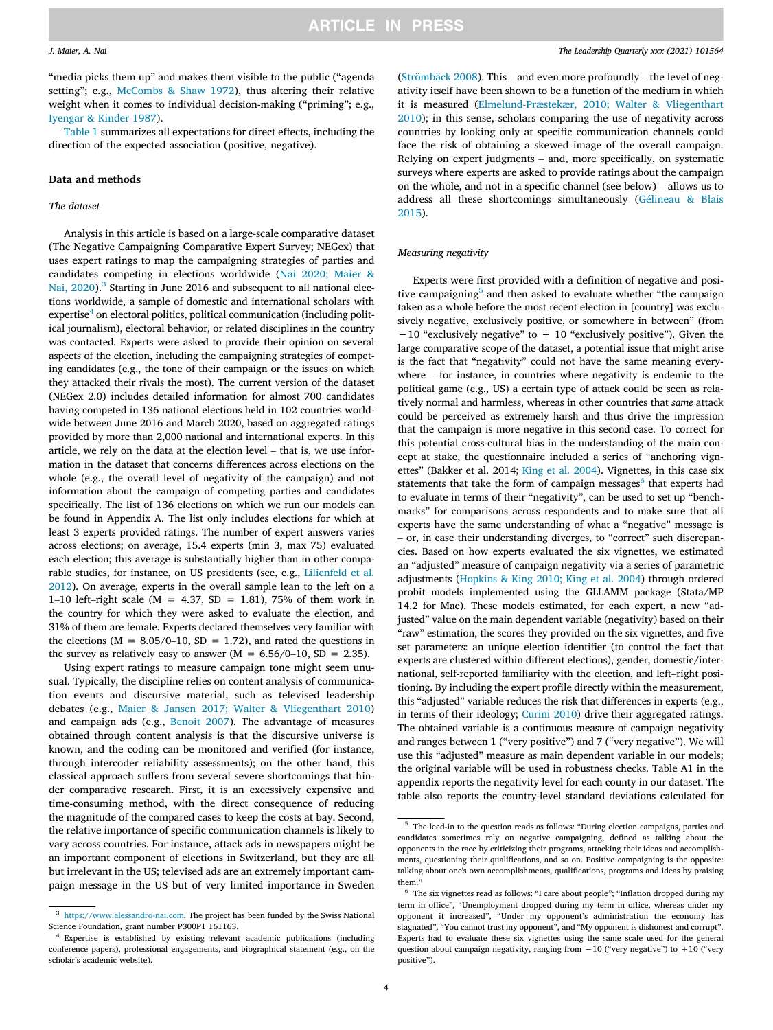"media picks them up" and makes them visible to the public ("agenda setting"; e.g., McCombs & Shaw 1972), thus altering their relative weight when it comes to individual decision-making ("priming"; e.g., Iyengar & Kinder 1987).

Table 1 summarizes all expectations for direct effects, including the direction of the expected association (positive, negative).

## Data and methods

### The dataset

Analysis in this article is based on a large-scale comparative dataset (The Negative Campaigning Comparative Expert Survey; NEGex) that uses expert ratings to map the campaigning strategies of parties and candidates competing in elections worldwide (Nai 2020; Maier & Nai, 2020).[3] Starting in June 2016 and subsequent to all national elections worldwide, a sample of domestic and international scholars with expertise[4] on electoral politics, political communication (including political journalism), electoral behavior, or related disciplines in the country was contacted. Experts were asked to provide their opinion on several aspects of the election, including the campaigning strategies of competing candidates (e.g., the tone of their campaign or the issues on which they attacked their rivals the most). The current version of the dataset (NEGex 2.0) includes detailed information for almost 700 candidates having competed in 136 national elections held in 102 countries worldwide between June 2016 and March 2020, based on aggregated ratings provided by more than 2,000 national and international experts. In this article, we rely on the data at the election level – that is, we use information in the dataset that concerns differences across elections on the whole (e.g., the overall level of negativity of the campaign) and not information about the campaign of competing parties and candidates specifically. The list of 136 elections on which we run our models can be found in Appendix A. The list only includes elections for which at least 3 experts provided ratings. The number of expert answers varies across elections; on average, 15.4 experts (min 3, max 75) evaluated each election; this average is substantially higher than in other comparable studies, for instance, on US presidents (see, e.g., Lilienfeld et al. 2012). On average, experts in the overall sample lean to the left on a 1–10 left–right scale (M = 4.37, SD = 1.81), 75% of them work in the country for which they were asked to evaluate the election, and 31% of them are female. Experts declared themselves very familiar with the elections (M = 8.05/0–10, SD = 1.72), and rated the questions in the survey as relatively easy to answer (M = 6.56/0–10, SD = 2.35).

Using expert ratings to measure campaign tone might seem unusual. Typically, the discipline relies on content analysis of communication events and discursive material, such as televised leadership debates (e.g., Maier & Jansen 2017; Walter & Vliegenthart 2010) and campaign ads (e.g., Benoit 2007). The advantage of measures obtained through content analysis is that the discursive universe is known, and the coding can be monitored and verified (for instance, through intercoder reliability assessments); on the other hand, this classical approach suffers from several severe shortcomings that hinder comparative research. First, it is an excessively expensive and time-consuming method, with the direct consequence of reducing the magnitude of the compared cases to keep the costs at bay. Second, the relative importance of specific communication channels is likely to vary across countries. For instance, attack ads in newspapers might be an important component of elections in Switzerland, but they are all but irrelevant in the US; televised ads are an extremely important campaign message in the US but of very limited importance in Sweden (Strömbäck 2008). This – and even more profoundly – the level of negativity itself have been shown to be a function of the medium in which it is measured (Elmelund-Præstekær, 2010; Walter & Vliegenthart 2010); in this sense, scholars comparing the use of negativity across countries by looking only at specific communication channels could face the risk of obtaining a skewed image of the overall campaign. Relying on expert judgments – and, more specifically, on systematic surveys where experts are asked to provide ratings about the campaign on the whole, and not in a specific channel (see below) – allows us to address all these shortcomings simultaneously (Gélineau & Blais 2015).

### Measuring negativity

Experts were first provided with a definition of negative and positive campaigning[5] and then asked to evaluate whether "the campaign taken as a whole before the most recent election in [country] was exclusively negative, exclusively positive, or somewhere in between" (from −10 "exclusively negative" to + 10 "exclusively positive"). Given the large comparative scope of the dataset, a potential issue that might arise is the fact that "negativity" could not have the same meaning everywhere – for instance, in countries where negativity is endemic to the political game (e.g., US) a certain type of attack could be seen as relatively normal and harmless, whereas in other countries that *same* attack could be perceived as extremely harsh and thus drive the impression that the campaign is more negative in this second case. To correct for this potential cross-cultural bias in the understanding of the main concept at stake, the questionnaire included a series of "anchoring vignettes" (Bakker et al. 2014; King et al. 2004). Vignettes, in this case six statements that take the form of campaign messages[6] that experts had to evaluate in terms of their "negativity", can be used to set up "benchmarks" for comparisons across respondents and to make sure that all experts have the same understanding of what a "negative" message is – or, in case their understanding diverges, to "correct" such discrepancies. Based on how experts evaluated the six vignettes, we estimated an "adjusted" measure of campaign negativity via a series of parametric adjustments (Hopkins & King 2010; King et al. 2004) through ordered probit models implemented using the GLLAMM package (Stata/MP 14.2 for Mac). These models estimated, for each expert, a new "adjusted" value on the main dependent variable (negativity) based on their "raw" estimation, the scores they provided on the six vignettes, and five set parameters: an unique election identifier (to control the fact that experts are clustered within different elections), gender, domestic/international, self-reported familiarity with the election, and left–right positioning. By including the expert profile directly within the measurement, this "adjusted" variable reduces the risk that differences in experts (e.g., in terms of their ideology; Curini 2010) drive their aggregated ratings. The obtained variable is a continuous measure of campaign negativity and ranges between 1 ("very positive") and 7 ("very negative"). We will use this "adjusted" measure as main dependent variable in our models; the original variable will be used in robustness checks. Table A1 in the appendix reports the negativity level for each county in our dataset. The table also reports the country-level standard deviations calculated for

---

[3] https://www.alessandro-nai.com. The project has been funded by the Swiss National Science Foundation, grant number P300P1_161163.

[4] Expertise is established by existing relevant academic publications (including conference papers), professional engagements, and biographical statement (e.g., on the scholar's academic website).

[5] The lead-in to the question reads as follows: "During election campaigns, parties and candidates sometimes rely on negative campaigning, defined as talking about the opponents in the race by criticizing their programs, attacking their ideas and accomplishments, questioning their qualifications, and so on. Positive campaigning is the opposite: talking about one's own accomplishments, qualifications, programs and ideas by praising them."

[6] The six vignettes read as follows: "I care about people"; "Inflation dropped during my term in office", "Unemployment dropped during my term in office, whereas under my opponent it increased", "Under my opponent's administration the economy has stagnated", "You cannot trust my opponent", and "My opponent is dishonest and corrupt". Experts had to evaluate these six vignettes using the same scale used for the general question about campaign negativity, ranging from −10 ("very negative") to +10 ("very positive").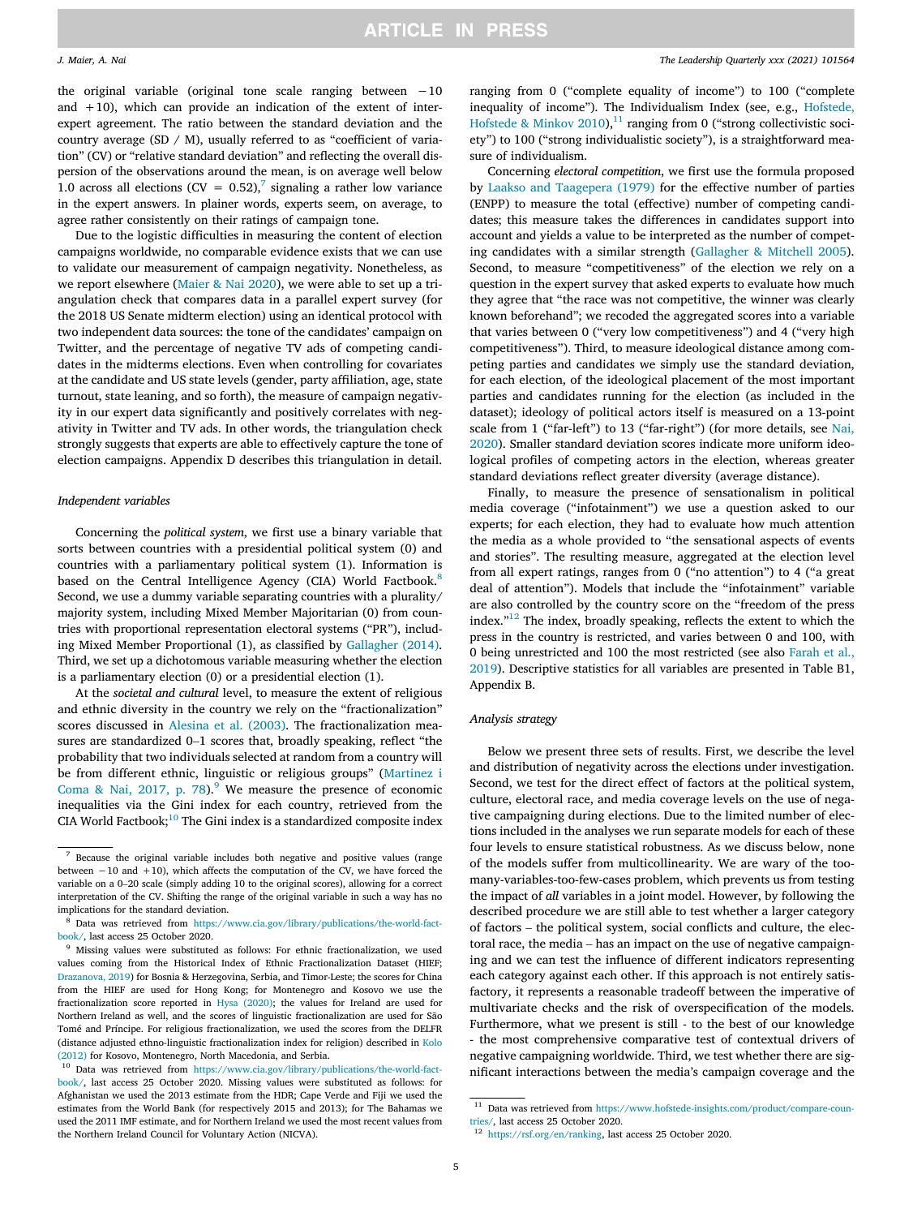the original variable (original tone scale ranging between −10 and +10), which can provide an indication of the extent of inter-expert agreement. The ratio between the standard deviation and the country average (SD / M), usually referred to as "coefficient of variation" (CV) or "relative standard deviation" and reflecting the overall dispersion of the observations around the mean, is on average well below 1.0 across all elections (CV = 0.52),[7] signaling a rather low variance in the expert answers. In plainer words, experts seem, on average, to agree rather consistently on their ratings of campaign tone.

Due to the logistic difficulties in measuring the content of election campaigns worldwide, no comparable evidence exists that we can use to validate our measurement of campaign negativity. Nonetheless, as we report elsewhere (Maier & Nai 2020), we were able to set up a triangulation check that compares data in a parallel expert survey (for the 2018 US Senate midterm election) using an identical protocol with two independent data sources: the tone of the candidates' campaign on Twitter, and the percentage of negative TV ads of competing candidates in the midterms elections. Even when controlling for covariates at the candidate and US state levels (gender, party affiliation, age, state turnout, state leaning, and so forth), the measure of campaign negativity in our expert data significantly and positively correlates with negativity in Twitter and TV ads. In other words, the triangulation check strongly suggests that experts are able to effectively capture the tone of election campaigns. Appendix D describes this triangulation in detail.

### Independent variables

Concerning the *political system*, we first use a binary variable that sorts between countries with a presidential political system (0) and countries with a parliamentary political system (1). Information is based on the Central Intelligence Agency (CIA) World Factbook.[8] Second, we use a dummy variable separating countries with a plurality/majority system, including Mixed Member Majoritarian (0) from countries with proportional representation electoral systems ("PR"), including Mixed Member Proportional (1), as classified by Gallagher (2014). Third, we set up a dichotomous variable measuring whether the election is a parliamentary election (0) or a presidential election (1).

At the *societal and cultural* level, to measure the extent of religious and ethnic diversity in the country we rely on the "fractionalization" scores discussed in Alesina et al. (2003). The fractionalization measures are standardized 0–1 scores that, broadly speaking, reflect "the probability that two individuals selected at random from a country will be from different ethnic, linguistic or religious groups" (Martinez i Coma & Nai, 2017, p. 78).[9] We measure the presence of economic inequalities via the Gini index for each country, retrieved from the CIA World Factbook;[10] The Gini index is a standardized composite index ranging from 0 ("complete equality of income") to 100 ("complete inequality of income"). The Individualism Index (see, e.g., Hofstede, Hofstede & Minkov 2010),[11] ranging from 0 ("strong collectivistic society") to 100 ("strong individualistic society"), is a straightforward measure of individualism.

Concerning *electoral competition*, we first use the formula proposed by Laakso and Taagepera (1979) for the effective number of parties (ENPP) to measure the total (effective) number of competing candidates; this measure takes the differences in candidates support into account and yields a value to be interpreted as the number of competing candidates with a similar strength (Gallagher & Mitchell 2005). Second, to measure "competitiveness" of the election we rely on a question in the expert survey that asked experts to evaluate how much they agree that "the race was not competitive, the winner was clearly known beforehand"; we recoded the aggregated scores into a variable that varies between 0 ("very low competitiveness") and 4 ("very high competitiveness"). Third, to measure ideological distance among competing parties and candidates we simply use the standard deviation, for each election, of the ideological placement of the most important parties and candidates running for the election (as included in the dataset); ideology of political actors itself is measured on a 13-point scale from 1 ("far-left") to 13 ("far-right") (for more details, see Nai, 2020). Smaller standard deviation scores indicate more uniform ideological profiles of competing actors in the election, whereas greater standard deviations reflect greater diversity (average distance).

Finally, to measure the presence of sensationalism in political media coverage ("infotainment") we use a question asked to our experts; for each election, they had to evaluate how much attention the media as a whole provided to "the sensational aspects of events and stories". The resulting measure, aggregated at the election level from all expert ratings, ranges from 0 ("no attention") to 4 ("a great deal of attention"). Models that include the "infotainment" variable are also controlled by the country score on the "freedom of the press index."[12] The index, broadly speaking, reflects the extent to which the press in the country is restricted, and varies between 0 and 100, with 0 being unrestricted and 100 the most restricted (see also Farah et al., 2019). Descriptive statistics for all variables are presented in Table B1, Appendix B.

### Analysis strategy

Below we present three sets of results. First, we describe the level and distribution of negativity across the elections under investigation. Second, we test for the direct effect of factors at the political system, culture, electoral race, and media coverage levels on the use of negative campaigning during elections. Due to the limited number of elections included in the analyses we run separate models for each of these four levels to ensure statistical robustness. As we discuss below, none of the models suffer from multicollinearity. We are wary of the too-many-variables-too-few-cases problem, which prevents us from testing the impact of *all* variables in a joint model. However, by following the described procedure we are still able to test whether a larger category of factors – the political system, social conflicts and culture, the electoral race, the media – has an impact on the use of negative campaigning and we can test the influence of different indicators representing each category against each other. If this approach is not entirely satisfactory, it represents a reasonable tradeoff between the imperative of multivariate checks and the risk of overspecification of the models. Furthermore, what we present is still - to the best of our knowledge - the most comprehensive comparative test of contextual drivers of negative campaigning worldwide. Third, we test whether there are significant interactions between the media's campaign coverage and the

---

[7] Because the original variable includes both negative and positive values (range between −10 and +10), which affects the computation of the CV, we have forced the variable on a 0–20 scale (simply adding 10 to the original scores), allowing for a correct interpretation of the CV. Shifting the range of the original variable in such a way has no implications for the standard deviation.

[8] Data was retrieved from https://www.cia.gov/library/publications/the-world-factbook/, last access 25 October 2020.

[9] Missing values were substituted as follows: For ethnic fractionalization, we used values coming from the Historical Index of Ethnic Fractionalization Dataset (HIEF; Drazanova, 2019) for Bosnia & Herzegovina, Serbia, and Timor-Leste; the scores for China from the HIEF are used for Hong Kong; for Montenegro and Kosovo we use the fractionalization score reported in Hysa (2020); the values for Ireland are used for Northern Ireland as well, and the scores of linguistic fractionalization are used for São Tomé and Príncipe. For religious fractionalization, we used the scores from the DELFR (distance adjusted ethno-linguistic fractionalization index for religion) described in Kolo (2012) for Kosovo, Montenegro, North Macedonia, and Serbia.

[10] Data was retrieved from https://www.cia.gov/library/publications/the-world-factbook/, last access 25 October 2020. Missing values were substituted as follows: for Afghanistan we used the 2013 estimate from the HDR; Cape Verde and Fiji we used the estimates from the World Bank (for respectively 2015 and 2013); for The Bahamas we used the 2011 IMF estimate, and for Northern Ireland we used the most recent values from the Northern Ireland Council for Voluntary Action (NICVA).

[11] Data was retrieved from https://www.hofstede-insights.com/product/compare-countries/, last access 25 October 2020.

[12] https://rsf.org/en/ranking, last access 25 October 2020.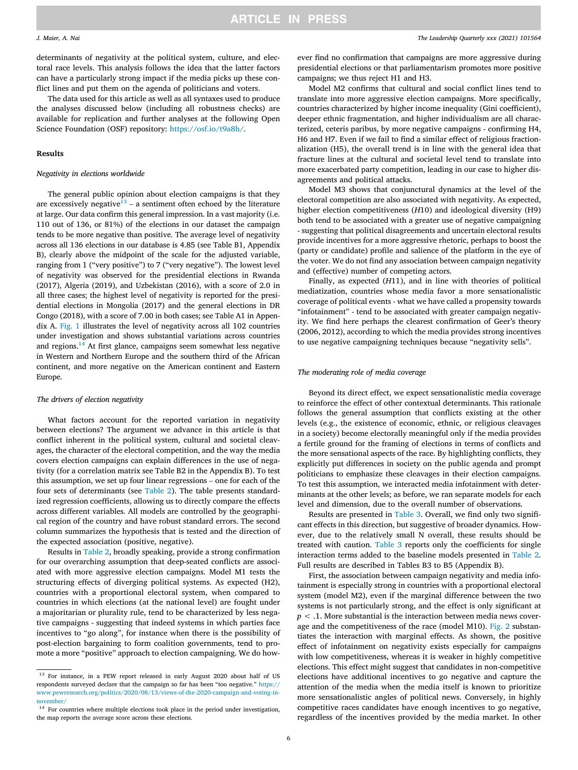determinants of negativity at the political system, culture, and electoral race levels. This analysis follows the idea that the latter factors can have a particularly strong impact if the media picks up these conflict lines and put them on the agenda of politicians and voters.

The data used for this article as well as all syntaxes used to produce the analyses discussed below (including all robustness checks) are available for replication and further analyses at the following Open Science Foundation (OSF) repository: https://osf.io/t9a8h/.

## Results

### *Negativity in elections worldwide*

The general public opinion about election campaigns is that they are excessively negative[13] – a sentiment often echoed by the literature at large. Our data confirm this general impression. In a vast majority (i.e. 110 out of 136, or 81%) of the elections in our dataset the campaign tends to be more negative than positive. The average level of negativity across all 136 elections in our database is 4.85 (see Table B1, Appendix B), clearly above the midpoint of the scale for the adjusted variable, ranging from 1 ("very positive") to 7 ("very negative"). The lowest level of negativity was observed for the presidential elections in Rwanda (2017), Algeria (2019), and Uzbekistan (2016), with a score of 2.0 in all three cases; the highest level of negativity is reported for the presidential elections in Mongolia (2017) and the general elections in DR Congo (2018), with a score of 7.00 in both cases; see Table A1 in Appendix A. Fig. 1 illustrates the level of negativity across all 102 countries under investigation and shows substantial variations across countries and regions.[14] At first glance, campaigns seem somewhat less negative in Western and Northern Europe and the southern third of the African continent, and more negative on the American continent and Eastern Europe.

### *The drivers of election negativity*

What factors account for the reported variation in negativity between elections? The argument we advance in this article is that conflict inherent in the political system, cultural and societal cleavages, the character of the electoral competition, and the way the media covers election campaigns can explain differences in the use of negativity (for a correlation matrix see Table B2 in the Appendix B). To test this assumption, we set up four linear regressions – one for each of the four sets of determinants (see Table 2). The table presents standardized regression coefficients, allowing us to directly compare the effects across different variables. All models are controlled by the geographical region of the country and have robust standard errors. The second column summarizes the hypothesis that is tested and the direction of the expected association (positive, negative).

Results in Table 2, broadly speaking, provide a strong confirmation for our overarching assumption that deep-seated conflicts are associated with more aggressive election campaigns. Model M1 tests the structuring effects of diverging political systems. As expected (H2), countries with a proportional electoral system, when compared to countries in which elections (at the national level) are fought under a majoritarian or plurality rule, tend to be characterized by less negative campaigns - suggesting that indeed systems in which parties face incentives to "go along", for instance when there is the possibility of post-election bargaining to form coalition governments, tend to promote a more "positive" approach to election campaigning. We do however find no confirmation that campaigns are more aggressive during presidential elections or that parliamentarism promotes more positive campaigns; we thus reject H1 and H3.

Model M2 confirms that cultural and social conflict lines tend to translate into more aggressive election campaigns. More specifically, countries characterized by higher income inequality (Gini coefficient), deeper ethnic fragmentation, and higher individualism are all characterized, ceteris paribus, by more negative campaigns - confirming H4, H6 and H7. Even if we fail to find a similar effect of religious fractionalization (H5), the overall trend is in line with the general idea that fracture lines at the cultural and societal level tend to translate into more exacerbated party competition, leading in our case to higher disagreements and political attacks.

Model M3 shows that conjunctural dynamics at the level of the electoral competition are also associated with negativity. As expected, higher election competitiveness (*H*10) and ideological diversity (H9) both tend to be associated with a greater use of negative campaigning - suggesting that political disagreements and uncertain electoral results provide incentives for a more aggressive rhetoric, perhaps to boost the (party or candidate) profile and salience of the platform in the eye of the voter. We do not find any association between campaign negativity and (effective) number of competing actors.

Finally, as expected (*H*11), and in line with theories of political mediatization, countries whose media favor a more sensationalistic coverage of political events - what we have called a propensity towards "infotainment" - tend to be associated with greater campaign negativity. We find here perhaps the clearest confirmation of Geer's theory (2006, 2012), according to which the media provides strong incentives to use negative campaigning techniques because "negativity sells".

### *The moderating role of media coverage*

Beyond its direct effect, we expect sensationalistic media coverage to reinforce the effect of other contextual determinants. This rationale follows the general assumption that conflicts existing at the other levels (e.g., the existence of economic, ethnic, or religious cleavages in a society) become electorally meaningful only if the media provides a fertile ground for the framing of elections in terms of conflicts and the more sensational aspects of the race. By highlighting conflicts, they explicitly put differences in society on the public agenda and prompt politicians to emphasize these cleavages in their election campaigns. To test this assumption, we interacted media infotainment with determinants at the other levels; as before, we ran separate models for each level and dimension, due to the overall number of observations.

Results are presented in Table 3. Overall, we find only two significant effects in this direction, but suggestive of broader dynamics. However, due to the relatively small N overall, these results should be treated with caution. Table 3 reports only the coefficients for single interaction terms added to the baseline models presented in Table 2. Full results are described in Tables B3 to B5 (Appendix B).

First, the association between campaign negativity and media infotainment is especially strong in countries with a proportional electoral system (model M2), even if the marginal difference between the two systems is not particularly strong, and the effect is only significant at $p < .1$. More substantial is the interaction between media news coverage and the competitiveness of the race (model M10). Fig. 2 substantiates the interaction with marginal effects. As shown, the positive effect of infotainment on negativity exists especially for campaigns with low competitiveness, whereas it is weaker in highly competitive elections. This effect might suggest that candidates in non-competitive elections have additional incentives to go negative and capture the attention of the media when the media itself is known to prioritize more sensationalistic angles of political news. Conversely, in highly competitive races candidates have enough incentives to go negative, regardless of the incentives provided by the media market. In other

[13] For instance, in a PEW report released in early August 2020 about half of US respondents surveyed declare that the campaign so far has been "too negative." https://www.pewresearch.org/politics/2020/08/13/views-of-the-2020-campaign-and-voting-in-november/

[14] For countries where multiple elections took place in the period under investigation, the map reports the average score across these elections.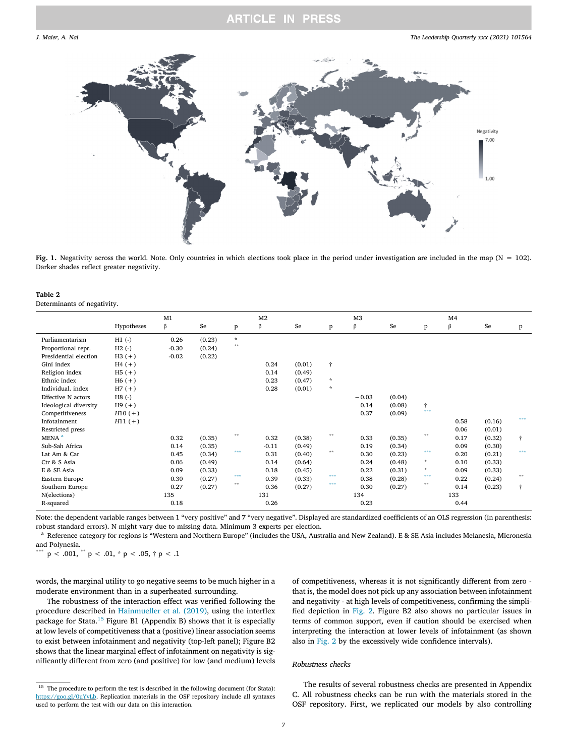Fig. 1. Negativity across the world. Note. Only countries in which elections took place in the period under investigation are included in the map (N = 102). Darker shades reflect greater negativity.

**Table 2**
Determinants of negativity.

| | Hypotheses | M1 | | | M2 | | | M3 | | | M4 | | |
|---|---|---|---|---|---|---|---|---|---|---|---|---|---|
| | | β | Se | p | β | Se | p | β | Se | p | β | Se | p |
| Parliamentarism | H1 (-) | 0.26 | (0.23) | * | | | | | | | | | |
| Proportional repr. | H2 (-) | -0.30 | (0.24) | ** | | | | | | | | | |
| Presidential election | H3 (+) | -0.02 | (0.22) | | | | | | | | | | |
| Gini index | H4 (+) | | | | 0.24 | (0.01) | † | | | | | | |
| Religion index | H5 (+) | | | | 0.14 | (0.49) | | | | | | | |
| Ethnic index | H6 (+) | | | | 0.23 | (0.47) | * | | | | | | |
| Individual. index | H7 (+) | | | | 0.28 | (0.01) | * | | | | | | |
| Effective N actors | H8 (-) | | | | | | | −0.03 | (0.04) | | | | |
| Ideological diversity | H9 (+) | | | | | | | 0.14 | (0.08) | † | | | |
| Competitiveness | *H*10 (+) | | | | | | | 0.37 | (0.09) | *** | | | |
| Infotainment | *H*11 (+) | | | | | | | | | | 0.58 | (0.16) | *** |
| Restricted press | | | | | | | | | | | 0.06 | (0.01) | |
| MENA [a] | | 0.32 | (0.35) | ** | 0.32 | (0.38) | ** | 0.33 | (0.35) | ** | 0.17 | (0.32) | † |
| Sub-Sah Africa | | 0.14 | (0.35) | | -0.11 | (0.49) | | 0.19 | (0.34) | | 0.09 | (0.30) | |
| Lat Am & Car | | 0.45 | (0.34) | *** | 0.31 | (0.40) | ** | 0.30 | (0.23) | *** | 0.20 | (0.21) | *** |
| Ctr & S Asia | | 0.06 | (0.49) | | 0.14 | (0.64) | | 0.24 | (0.48) | * | 0.10 | (0.33) | |
| E & SE Asia | | 0.09 | (0.33) | | 0.18 | (0.45) | | 0.22 | (0.31) | * | 0.09 | (0.33) | |
| Eastern Europe | | 0.30 | (0.27) | *** | 0.39 | (0.33) | *** | 0.38 | (0.28) | *** | 0.22 | (0.24) | ** |
| Southern Europe | | 0.27 | (0.27) | ** | 0.36 | (0.27) | *** | 0.30 | (0.27) | ** | 0.14 | (0.23) | † |
| N(elections) | | 135 | | | 131 | | | 134 | | | 133 | | |
| R-squared | | 0.18 | | | 0.26 | | | 0.23 | | | 0.44 | | |

Note: the dependent variable ranges between 1 "very positive" and 7 "very negative". Displayed are standardized coefficients of an OLS regression (in parenthesis: robust standard errors). N might vary due to missing data. Minimum 3 experts per election.

[a] Reference category for regions is "Western and Northern Europe" (includes the USA, Australia and New Zealand). E & SE Asia includes Melanesia, Micronesia and Polynesia.

*** p < .001, ** p < .01, * p < .05, † p < .1

words, the marginal utility to go negative seems to be much higher in a moderate environment than in a superheated surrounding.

The robustness of the interaction effect was verified following the procedure described in Hainmueller et al. (2019), using the interflex package for Stata.[15] Figure B1 (Appendix B) shows that it is especially at low levels of competitiveness that a (positive) linear association seems to exist between infotainment and negativity (top-left panel); Figure B2 shows that the linear marginal effect of infotainment on negativity is significantly different from zero (and positive) for low (and medium) levels of competitiveness, whereas it is not significantly different from zero - that is, the model does not pick up any association between infotainment and negativity - at high levels of competitiveness, confirming the simplified depiction in Fig. 2. Figure B2 also shows no particular issues in terms of common support, even if caution should be exercised when interpreting the interaction at lower levels of infotainment (as shown also in Fig. 2 by the excessively wide confidence intervals).

### Robustness checks

The results of several robustness checks are presented in Appendix C. All robustness checks can be run with the materials stored in the OSF repository. First, we replicated our models by also controlling

[15] The procedure to perform the test is described in the following document (for Stata): https://goo.gl/0uYvLb. Replication materials in the OSF repository include all syntaxes used to perform the test with our data on this interaction.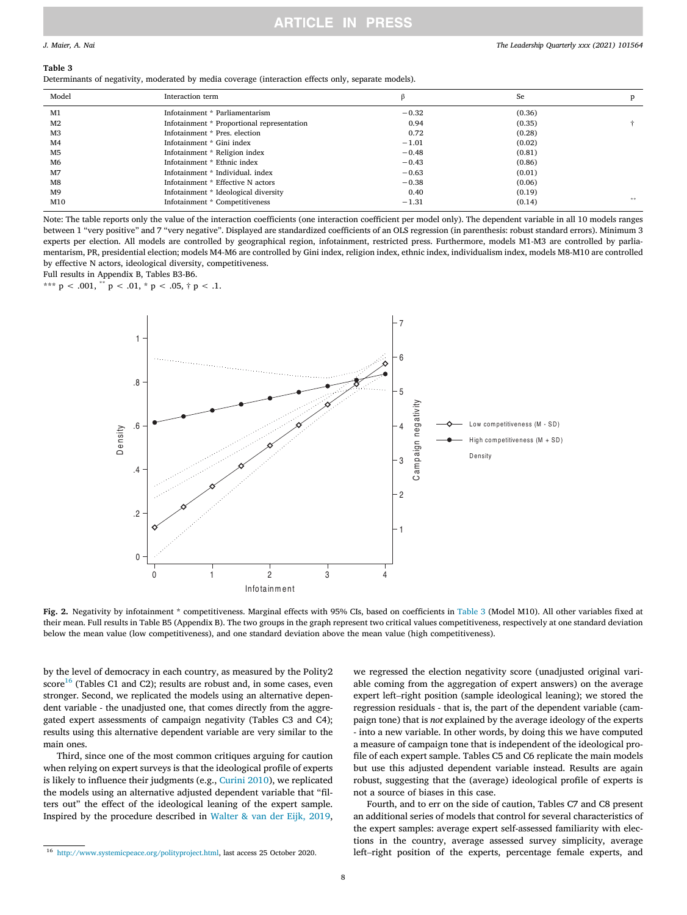**Table 3**
Determinants of negativity, moderated by media coverage (interaction effects only, separate models).

| Model | Interaction term | β | Se | p |
|---|---|---|---|---|
| M1 | Infotainment * Parliamentarism | −0.32 | (0.36) | |
| M2 | Infotainment * Proportional representation | 0.94 | (0.35) | † |
| M3 | Infotainment * Pres. election | 0.72 | (0.28) | |
| M4 | Infotainment * Gini index | −1.01 | (0.02) | |
| M5 | Infotainment * Religion index | −0.48 | (0.81) | |
| M6 | Infotainment * Ethnic index | −0.43 | (0.86) | |
| M7 | Infotainment * Individual. index | −0.63 | (0.01) | |
| M8 | Infotainment * Effective N actors | −0.38 | (0.06) | |
| M9 | Infotainment * Ideological diversity | 0.40 | (0.19) | |
| M10 | Infotainment * Competitiveness | −1.31 | (0.14) | ** |

Note: The table reports only the value of the interaction coefficients (one interaction coefficient per model only). The dependent variable in all 10 models ranges between 1 "very positive" and 7 "very negative". Displayed are standardized coefficients of an OLS regression (in parenthesis: robust standard errors). Minimum 3 experts per election. All models are controlled by geographical region, infotainment, restricted press. Furthermore, models M1-M3 are controlled by parliamentarism, PR, presidential election; models M4-M6 are controlled by Gini index, religion index, ethnic index, individualism index, models M8-M10 are controlled by effective N actors, ideological diversity, competitiveness.
Full results in Appendix B, Tables B3-B6.
*** $p < .001$, ** $p < .01$, * $p < .05$, † $p < .1$.

**Fig. 2.** Negativity by infotainment * competitiveness. Marginal effects with 95% CIs, based on coefficients in Table 3 (Model M10). All other variables fixed at their mean. Full results in Table B5 (Appendix B). The two groups in the graph represent two critical values competitiveness, respectively at one standard deviation below the mean value (low competitiveness), and one standard deviation above the mean value (high competitiveness).

by the level of democracy in each country, as measured by the Polity2 score[16] (Tables C1 and C2); results are robust and, in some cases, even stronger. Second, we replicated the models using an alternative dependent variable - the unadjusted one, that comes directly from the aggregated expert assessments of campaign negativity (Tables C3 and C4); results using this alternative dependent variable are very similar to the main ones.

Third, since one of the most common critiques arguing for caution when relying on expert surveys is that the ideological profile of experts is likely to influence their judgments (e.g., Curini 2010), we replicated the models using an alternative adjusted dependent variable that "filters out" the effect of the ideological leaning of the expert sample. Inspired by the procedure described in Walter & van der Eijk, 2019, we regressed the election negativity score (unadjusted original variable coming from the aggregation of expert answers) on the average expert left–right position (sample ideological leaning); we stored the regression residuals - that is, the part of the dependent variable (campaign tone) that is *not* explained by the average ideology of the experts - into a new variable. In other words, by doing this we have computed a measure of campaign tone that is independent of the ideological profile of each expert sample. Tables C5 and C6 replicate the main models but use this adjusted dependent variable instead. Results are again robust, suggesting that the (average) ideological profile of experts is not a source of biases in this case.

Fourth, and to err on the side of caution, Tables C7 and C8 present an additional series of models that control for several characteristics of the expert samples: average expert self-assessed familiarity with elections in the country, average assessed survey simplicity, average left–right position of the experts, percentage female experts, and

[16] http://www.systemicpeace.org/polityproject.html, last access 25 October 2020.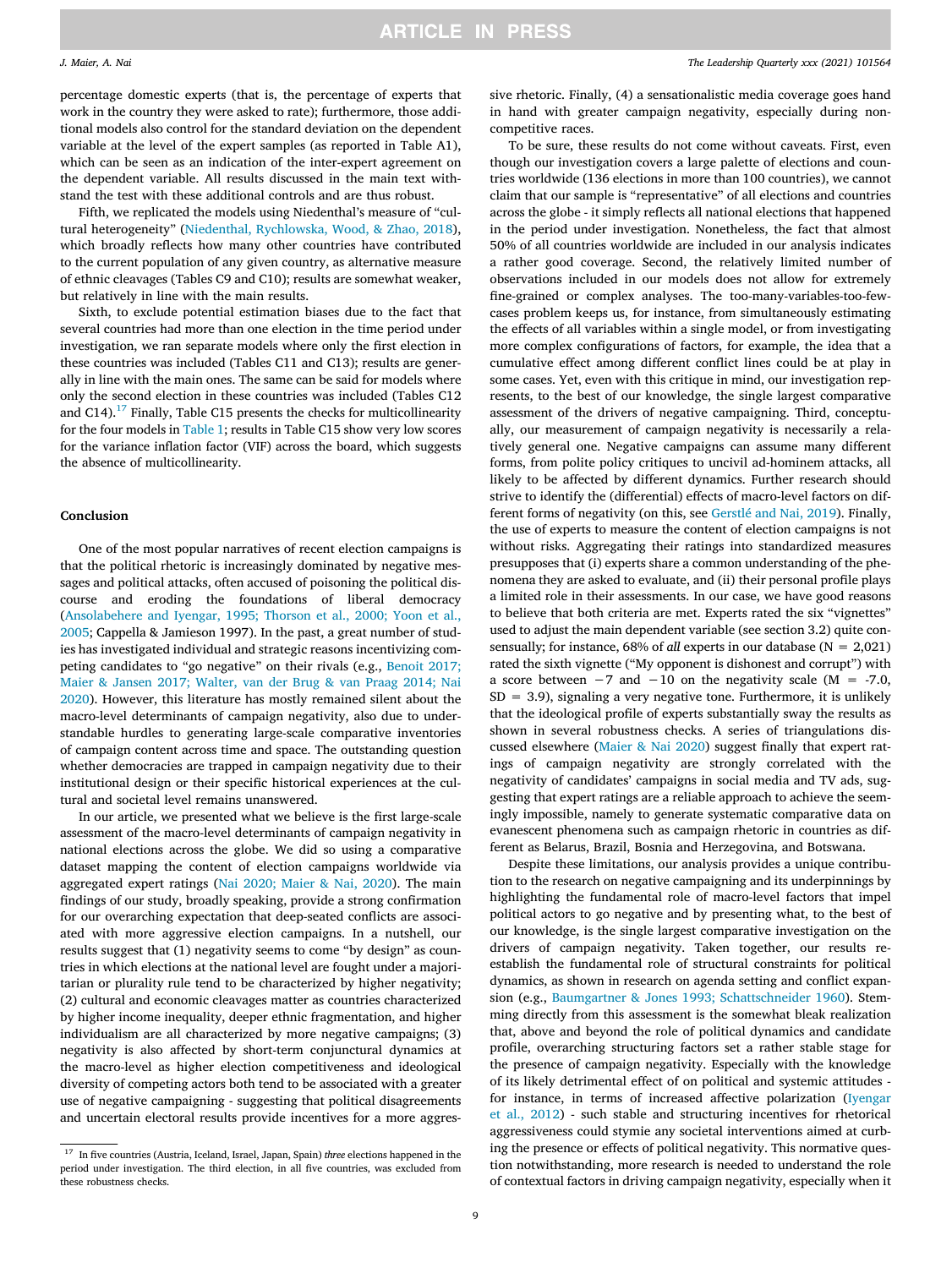percentage domestic experts (that is, the percentage of experts that work in the country they were asked to rate); furthermore, those additional models also control for the standard deviation on the dependent variable at the level of the expert samples (as reported in Table A1), which can be seen as an indication of the inter-expert agreement on the dependent variable. All results discussed in the main text withstand the test with these additional controls and are thus robust.

Fifth, we replicated the models using Niedenthal's measure of "cultural heterogeneity" (Niedenthal, Rychlowska, Wood, & Zhao, 2018), which broadly reflects how many other countries have contributed to the current population of any given country, as alternative measure of ethnic cleavages (Tables C9 and C10); results are somewhat weaker, but relatively in line with the main results.

Sixth, to exclude potential estimation biases due to the fact that several countries had more than one election in the time period under investigation, we ran separate models where only the first election in these countries was included (Tables C11 and C13); results are generally in line with the main ones. The same can be said for models where only the second election in these countries was included (Tables C12 and C14).[17] Finally, Table C15 presents the checks for multicollinearity for the four models in Table 1; results in Table C15 show very low scores for the variance inflation factor (VIF) across the board, which suggests the absence of multicollinearity.

## Conclusion

One of the most popular narratives of recent election campaigns is that the political rhetoric is increasingly dominated by negative messages and political attacks, often accused of poisoning the political discourse and eroding the foundations of liberal democracy (Ansolabehere and Iyengar, 1995; Thorson et al., 2000; Yoon et al., 2005; Cappella & Jamieson 1997). In the past, a great number of studies has investigated individual and strategic reasons incentivizing competing candidates to "go negative" on their rivals (e.g., Benoit 2017; Maier & Jansen 2017; Walter, van der Brug & van Praag 2014; Nai 2020). However, this literature has mostly remained silent about the macro-level determinants of campaign negativity, also due to understandable hurdles to generating large-scale comparative inventories of campaign content across time and space. The outstanding question whether democracies are trapped in campaign negativity due to their institutional design or their specific historical experiences at the cultural and societal level remains unanswered.

In our article, we presented what we believe is the first large-scale assessment of the macro-level determinants of campaign negativity in national elections across the globe. We did so using a comparative dataset mapping the content of election campaigns worldwide via aggregated expert ratings (Nai 2020; Maier & Nai, 2020). The main findings of our study, broadly speaking, provide a strong confirmation for our overarching expectation that deep-seated conflicts are associated with more aggressive election campaigns. In a nutshell, our results suggest that (1) negativity seems to come "by design" as countries in which elections at the national level are fought under a majoritarian or plurality rule tend to be characterized by higher negativity; (2) cultural and economic cleavages matter as countries characterized by higher income inequality, deeper ethnic fragmentation, and higher individualism are all characterized by more negative campaigns; (3) negativity is also affected by short-term conjunctural dynamics at the macro-level as higher election competitiveness and ideological diversity of competing actors both tend to be associated with a greater use of negative campaigning - suggesting that political disagreements and uncertain electoral results provide incentives for a more aggressive rhetoric. Finally, (4) a sensationalistic media coverage goes hand in hand with greater campaign negativity, especially during non-competitive races.

To be sure, these results do not come without caveats. First, even though our investigation covers a large palette of elections and countries worldwide (136 elections in more than 100 countries), we cannot claim that our sample is "representative" of all elections and countries across the globe - it simply reflects all national elections that happened in the period under investigation. Nonetheless, the fact that almost 50% of all countries worldwide are included in our analysis indicates a rather good coverage. Second, the relatively limited number of observations included in our models does not allow for extremely fine-grained or complex analyses. The too-many-variables-too-few-cases problem keeps us, for instance, from simultaneously estimating the effects of all variables within a single model, or from investigating more complex configurations of factors, for example, the idea that a cumulative effect among different conflict lines could be at play in some cases. Yet, even with this critique in mind, our investigation represents, to the best of our knowledge, the single largest comparative assessment of the drivers of negative campaigning. Third, conceptually, our measurement of campaign negativity is necessarily a relatively general one. Negative campaigns can assume many different forms, from polite policy critiques to uncivil ad-hominem attacks, all likely to be affected by different dynamics. Further research should strive to identify the (differential) effects of macro-level factors on different forms of negativity (on this, see Gerstlé and Nai, 2019). Finally, the use of experts to measure the content of election campaigns is not without risks. Aggregating their ratings into standardized measures presupposes that (i) experts share a common understanding of the phenomena they are asked to evaluate, and (ii) their personal profile plays a limited role in their assessments. In our case, we have good reasons to believe that both criteria are met. Experts rated the six "vignettes" used to adjust the main dependent variable (see section 3.2) quite consensually; for instance, 68% of *all* experts in our database (N = 2,021) rated the sixth vignette ("My opponent is dishonest and corrupt") with a score between −7 and −10 on the negativity scale (M = -7.0, SD = 3.9), signaling a very negative tone. Furthermore, it is unlikely that the ideological profile of experts substantially sway the results as shown in several robustness checks. A series of triangulations discussed elsewhere (Maier & Nai 2020) suggest finally that expert ratings of campaign negativity are strongly correlated with the negativity of candidates' campaigns in social media and TV ads, suggesting that expert ratings are a reliable approach to achieve the seemingly impossible, namely to generate systematic comparative data on evanescent phenomena such as campaign rhetoric in countries as different as Belarus, Brazil, Bosnia and Herzegovina, and Botswana.

Despite these limitations, our analysis provides a unique contribution to the research on negative campaigning and its underpinnings by highlighting the fundamental role of macro-level factors that impel political actors to go negative and by presenting what, to the best of our knowledge, is the single largest comparative investigation on the drivers of campaign negativity. Taken together, our results re-establish the fundamental role of structural constraints for political dynamics, as shown in research on agenda setting and conflict expansion (e.g., Baumgartner & Jones 1993; Schattschneider 1960). Stemming directly from this assessment is the somewhat bleak realization that, above and beyond the role of political dynamics and candidate profile, overarching structuring factors set a rather stable stage for the presence of campaign negativity. Especially with the knowledge of its likely detrimental effect of on political and systemic attitudes - for instance, in terms of increased affective polarization (Iyengar et al., 2012) - such stable and structuring incentives for rhetorical aggressiveness could stymie any societal interventions aimed at curbing the presence or effects of political negativity. This normative question notwithstanding, more research is needed to understand the role of contextual factors in driving campaign negativity, especially when it

[17] In five countries (Austria, Iceland, Israel, Japan, Spain) *three* elections happened in the period under investigation. The third election, in all five countries, was excluded from these robustness checks.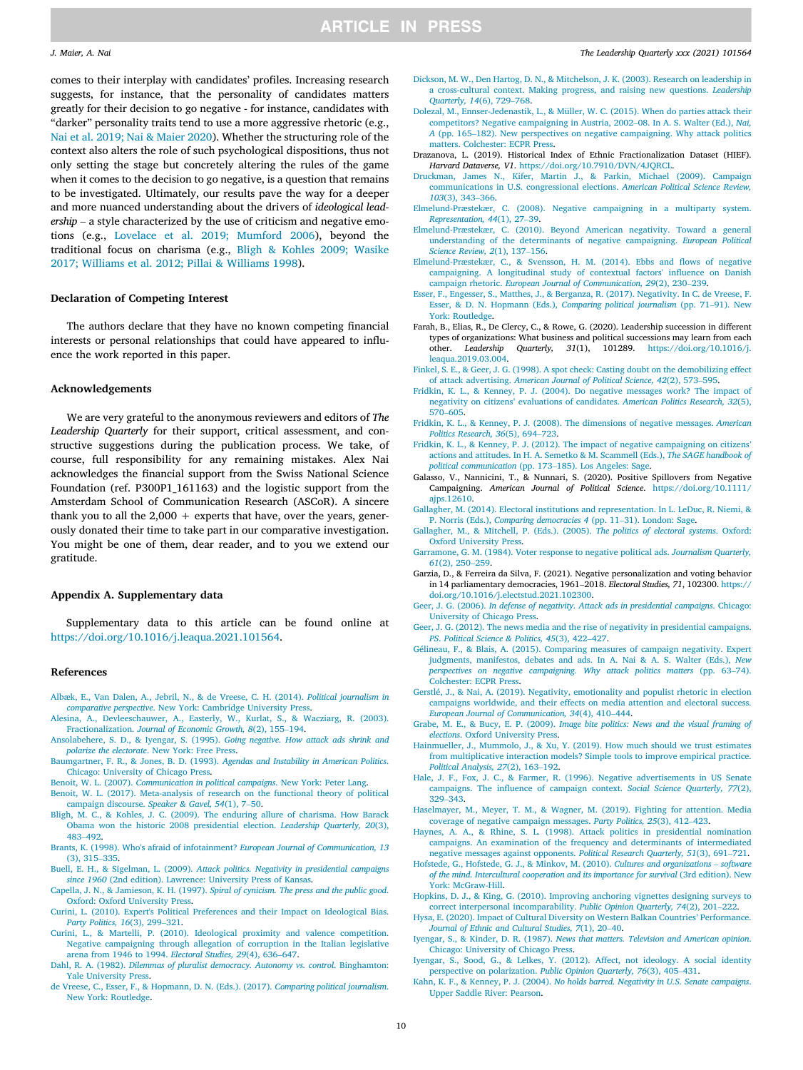comes to their interplay with candidates' profiles. Increasing research suggests, for instance, that the personality of candidates matters greatly for their decision to go negative - for instance, candidates with "darker" personality traits tend to use a more aggressive rhetoric (e.g., Nai et al. 2019; Nai & Maier 2020). Whether the structuring role of the context also alters the role of such psychological dispositions, thus not only setting the stage but concretely altering the rules of the game when it comes to the decision to go negative, is a question that remains to be investigated. Ultimately, our results pave the way for a deeper and more nuanced understanding about the drivers of *ideological leadership* – a style characterized by the use of criticism and negative emotions (e.g., Lovelace et al. 2019; Mumford 2006), beyond the traditional focus on charisma (e.g., Bligh & Kohles 2009; Wasike 2017; Williams et al. 2012; Pillai & Williams 1998).

## Declaration of Competing Interest

The authors declare that they have no known competing financial interests or personal relationships that could have appeared to influence the work reported in this paper.

## Acknowledgements

We are very grateful to the anonymous reviewers and editors of *The Leadership Quarterly* for their support, critical assessment, and constructive suggestions during the publication process. We take, of course, full responsibility for any remaining mistakes. Alex Nai acknowledges the financial support from the Swiss National Science Foundation (ref. P300P1_161163) and the logistic support from the Amsterdam School of Communication Research (ASCoR). A sincere thank you to all the 2,000 + experts that have, over the years, generously donated their time to take part in our comparative investigation. You might be one of them, dear reader, and to you we extend our gratitude.

## Appendix A. Supplementary data

Supplementary data to this article can be found online at https://doi.org/10.1016/j.leaqua.2021.101564.

## References

Albæk, E., Van Dalen, A., Jebril, N., & de Vreese, C. H. (2014). *Political journalism in comparative perspective*. New York: Cambridge University Press.

Alesina, A., Devleeschauwer, A., Easterly, W., Kurlat, S., & Wacziarg, R. (2003). Fractionalization. *Journal of Economic Growth, 8*(2), 155–194.

Ansolabehere, S. D., & Iyengar, S. (1995). *Going negative. How attack ads shrink and polarize the electorate*. New York: Free Press.

Baumgartner, F. R., & Jones, B. D. (1993). *Agendas and Instability in American Politics*. Chicago: University of Chicago Press.

Benoit, W. L. (2007). *Communication in political campaigns*. New York: Peter Lang.

Benoit, W. L. (2017). Meta-analysis of research on the functional theory of political campaign discourse. *Speaker & Gavel, 54*(1), 7–50.

Bligh, M. C., & Kohles, J. C. (2009). The enduring allure of charisma. How Barack Obama won the historic 2008 presidential election. *Leadership Quarterly, 20*(3), 483–492.

Brants, K. (1998). Who's afraid of infotainment? *European Journal of Communication, 13* (3), 315–335.

Buell, E. H., & Sigelman, L. (2009). *Attack politics. Negativity in presidential campaigns since 1960* (2nd edition). Lawrence: University Press of Kansas.

Capella, J. N., & Jamieson, K. H. (1997). *Spiral of cynicism. The press and the public good*. Oxford: Oxford University Press.

Curini, L. (2010). Expert's Political Preferences and their Impact on Ideological Bias. *Party Politics, 16*(3), 299–321.

Curini, L., & Martelli, P. (2010). Ideological proximity and valence competition. Negative campaigning through allegation of corruption in the Italian legislative arena from 1946 to 1994. *Electoral Studies, 29*(4), 636–647.

Dahl, R. A. (1982). *Dilemmas of pluralist democracy. Autonomy vs. control*. Binghamton: Yale University Press.

de Vreese, C., Esser, F., & Hopmann, D. N. (Eds.). (2017). *Comparing political journalism*. New York: Routledge.

Dickson, M. W., Den Hartog, D. N., & Mitchelson, J. K. (2003). Research on leadership in a cross-cultural context. Making progress, and raising new questions. *Leadership Quarterly, 14*(6), 729–768.

Dolezal, M., Ennser-Jedenastik, L., & Müller, W. C. (2015). When do parties attack their competitors? Negative campaigning in Austria, 2002–08. In A. S. Walter (Ed.), *Nai, A* (pp. 165–182). New perspectives on negative campaigning. Why attack politics matters. Colchester: ECPR Press.

Drazanova, L. (2019). Historical Index of Ethnic Fractionalization Dataset (HIEF). *Harvard Dataverse, V1*. https://doi.org/10.7910/DVN/4JQRCL.

Druckman, James N., Kifer, Martin J., & Parkin, Michael (2009). Campaign communications in U.S. congressional elections. *American Political Science Review, 103*(3), 343–366.

Elmelund-Præstekær, C. (2008). Negative campaigning in a multiparty system. *Representation, 44*(1), 27–39.

Elmelund-Præstekær, C. (2010). Beyond American negativity. Toward a general understanding of the determinants of negative campaigning. *European Political Science Review, 2*(1), 137–156.

Elmelund-Præstekær, C., & Svensson, H. M. (2014). Ebbs and flows of negative campaigning. A longitudinal study of contextual factors' influence on Danish campaign rhetoric. *European Journal of Communication, 29*(2), 230–239.

Esser, F., Engesser, S., Matthes, J., & Berganza, R. (2017). Negativity. In C. de Vreese, F. Esser, & D. N. Hopmann (Eds.), *Comparing political journalism* (pp. 71–91). New York: Routledge.

Farah, B., Elias, R., De Clercy, C., & Rowe, G. (2020). Leadership succession in different types of organizations: What business and political successions may learn from each other. *Leadership Quarterly, 31*(1), 101289. https://doi.org/10.1016/j.leaqua.2019.03.004.

Finkel, S. E., & Geer, J. G. (1998). A spot check: Casting doubt on the demobilizing effect of attack advertising. *American Journal of Political Science, 42*(2), 573–595.

Fridkin, K. L., & Kenney, P. J. (2004). Do negative messages work? The impact of negativity on citizens' evaluations of candidates. *American Politics Research, 32*(5), 570–605.

Fridkin, K. L., & Kenney, P. J. (2008). The dimensions of negative messages. *American Politics Research, 36*(5), 694–723.

Fridkin, K. L., & Kenney, P. J. (2012). The impact of negative campaigning on citizens' actions and attitudes. In H. A. Semetko & M. Scammell (Eds.), *The SAGE handbook of political communication* (pp. 173–185). Los Angeles: Sage.

Galasso, V., Nannicini, T., & Nunnari, S. (2020). Positive Spillovers from Negative Campaigning. *American Journal of Political Science*. https://doi.org/10.1111/ajps.12610.

Gallagher, M. (2014). Electoral institutions and representation. In L. LeDuc, R. Niemi, & P. Norris (Eds.), *Comparing democracies 4* (pp. 11–31). London: Sage.

Gallagher, M., & Mitchell, P. (Eds.). (2005). *The politics of electoral systems*. Oxford: Oxford University Press.

Garramone, G. M. (1984). Voter response to negative political ads. *Journalism Quarterly, 61*(2), 250–259.

Garzia, D., & Ferreira da Silva, F. (2021). Negative personalization and voting behavior in 14 parliamentary democracies, 1961–2018. *Electoral Studies, 71*, 102300. https://doi.org/10.1016/j.electstud.2021.102300.

Geer, J. G. (2006). *In defense of negativity. Attack ads in presidential campaigns*. Chicago: University of Chicago Press.

Geer, J. G. (2012). The news media and the rise of negativity in presidential campaigns. *PS. Political Science & Politics, 45*(3), 422–427.

Gélineau, F., & Blais, A. (2015). Comparing measures of campaign negativity. Expert judgments, manifestos, debates and ads. In A. Nai & A. S. Walter (Eds.), *New perspectives on negative campaigning. Why attack politics matters* (pp. 63–74). Colchester: ECPR Press.

Gerstlé, J., & Nai, A. (2019). Negativity, emotionality and populist rhetoric in election campaigns worldwide, and their effects on media attention and electoral success. *European Journal of Communication, 34*(4), 410–444.

Grabe, M. E., & Bucy, E. P. (2009). *Image bite politics: News and the visual framing of elections*. Oxford University Press.

Hainmueller, J., Mummolo, J., & Xu, Y. (2019). How much should we trust estimates from multiplicative interaction models? Simple tools to improve empirical practice. *Political Analysis, 27*(2), 163–192.

Hale, J. F., Fox, J. C., & Farmer, R. (1996). Negative advertisements in US Senate campaigns. The influence of campaign context. *Social Science Quarterly, 77*(2), 329–343.

Haselmayer, M., Meyer, T. M., & Wagner, M. (2019). Fighting for attention. Media coverage of negative campaign messages. *Party Politics, 25*(3), 412–423.

Haynes, A. A., & Rhine, S. L. (1998). Attack politics in presidential nomination campaigns. An examination of the frequency and determinants of intermediated negative messages against opponents. *Political Research Quarterly, 51*(3), 691–721.

Hofstede, G., Hofstede, G. J., & Minkov, M. (2010). *Cultures and organizations – software of the mind. Intercultural cooperation and its importance for survival* (3rd edition). New York: McGraw-Hill.

Hopkins, D. J., & King, G. (2010). Improving anchoring vignettes designing surveys to correct interpersonal incomparability. *Public Opinion Quarterly, 74*(2), 201–222.

Hysa, E. (2020). Impact of Cultural Diversity on Western Balkan Countries' Performance. *Journal of Ethnic and Cultural Studies, 7*(1), 20–40.

Iyengar, S., & Kinder, D. R. (1987). *News that matters. Television and American opinion*. Chicago: University of Chicago Press.

Iyengar, S., Sood, G., & Lelkes, Y. (2012). Affect, not ideology. A social identity perspective on polarization. *Public Opinion Quarterly, 76*(3), 405–431.

Kahn, K. F., & Kenney, P. J. (2004). *No holds barred. Negativity in U.S. Senate campaigns*. Upper Saddle River: Pearson.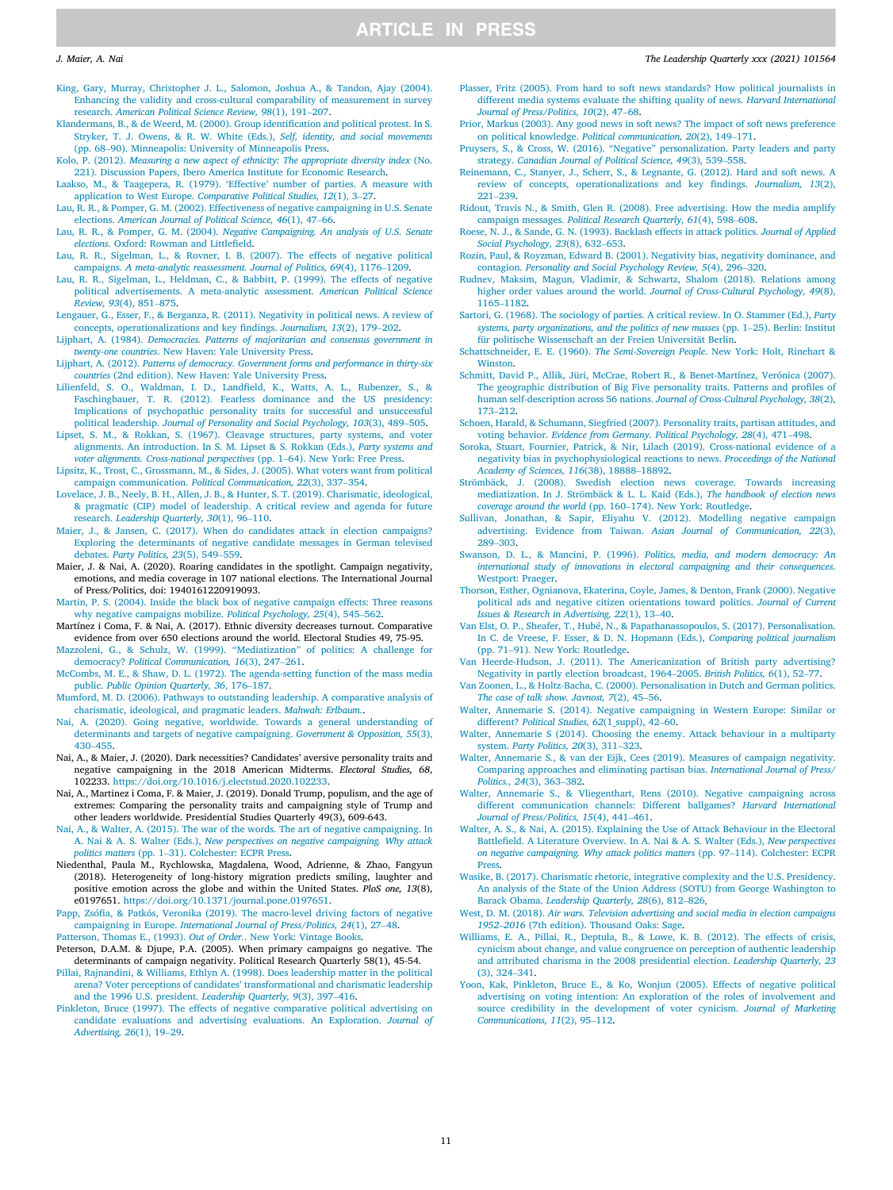King, Gary, Murray, Christopher J. L., Salomon, Joshua A., & Tandon, Ajay (2004). Enhancing the validity and cross-cultural comparability of measurement in survey research. *American Political Science Review, 98*(1), 191–207.

Klandermans, B., & de Weerd, M. (2000). Group identification and political protest. In S. Stryker, T. J. Owens, & R. W. White (Eds.), *Self, identity, and social movements* (pp. 68–90). Minneapolis: University of Minneapolis Press.

Kolo, P. (2012). *Measuring a new aspect of ethnicity: The appropriate diversity index* (No. 221). Discussion Papers, Ibero America Institute for Economic Research.

Laakso, M., & Taagepera, R. (1979). 'Effective' number of parties. A measure with application to West Europe. *Comparative Political Studies, 12*(1), 3–27.

Lau, R. R., & Pomper, G. M. (2002). Effectiveness of negative campaigning in U.S. Senate elections. *American Journal of Political Science, 46*(1), 47–66.

Lau, R. R., & Pomper, G. M. (2004). *Negative Campaigning. An analysis of U.S. Senate elections*. Oxford: Rowman and Littlefield.

Lau, R. R., Sigelman, L., & Rovner, I. B. (2007). The effects of negative political campaigns. *A meta-analytic reassessment. Journal of Politics, 69*(4), 1176–1209.

Lau, R. R., Sigelman, L., Heldman, C., & Babbitt, P. (1999). The effects of negative political advertisements. A meta-analytic assessment. *American Political Science Review, 93*(4), 851–875.

Lengauer, G., Esser, F., & Berganza, R. (2011). Negativity in political news. A review of concepts, operationalizations and key findings. *Journalism, 13*(2), 179–202.

Lijphart, A. (1984). *Democracies. Patterns of majoritarian and consensus government in twenty-one countries*. New Haven: Yale University Press.

Lijphart, A. (2012). *Patterns of democracy. Government forms and performance in thirty-six countries* (2nd edition). New Haven: Yale University Press.

Lilienfeld, S. O., Waldman, I. D., Landfield, K., Watts, A. L., Rubenzer, S., & Faschingbauer, T. R. (2012). Fearless dominance and the US presidency: Implications of psychopathic personality traits for successful and unsuccessful political leadership. *Journal of Personality and Social Psychology, 103*(3), 489–505.

Lipset, S. M., & Rokkan, S. (1967). Cleavage structures, party systems, and voter alignments. An introduction. In S. M. Lipset & S. Rokkan (Eds.), *Party systems and voter alignments. Cross-national perspectives* (pp. 1–64). New York: Free Press.

Lipsitz, K., Trost, C., Grossmann, M., & Sides, J. (2005). What voters want from political campaign communication. *Political Communication, 22*(3), 337–354.

Lovelace, J. B., Neely, B. H., Allen, J. B., & Hunter, S. T. (2019). Charismatic, ideological, & pragmatic (CIP) model of leadership. A critical review and agenda for future research. *Leadership Quarterly, 30*(1), 96–110.

Maier, J., & Jansen, C. (2017). When do candidates attack in election campaigns? Exploring the determinants of negative candidate messages in German televised debates. *Party Politics, 23*(5), 549–559.

Maier, J. & Nai, A. (2020). Roaring candidates in the spotlight. Campaign negativity, emotions, and media coverage in 107 national elections. The International Journal of Press/Politics, doi: 1940161220919093.

Martin, P. S. (2004). Inside the black box of negative campaign effects: Three reasons why negative campaigns mobilize. *Political Psychology, 25*(4), 545–562.

Martínez i Coma, F. & Nai, A. (2017). Ethnic diversity decreases turnout. Comparative evidence from over 650 elections around the world. Electoral Studies 49, 75-95.

Mazzoleni, G., & Schulz, W. (1999). "Mediatization" of politics: A challenge for democracy? *Political Communication, 16*(3), 247–261.

McCombs, M. E., & Shaw, D. L. (1972). The agenda-setting function of the mass media public. *Public Opinion Quarterly, 36*, 176–187.

Mumford, M. D. (2006). Pathways to outstanding leadership. A comparative analysis of charismatic, ideological, and pragmatic leaders. *Mahwah: Erlbaum.*.

Nai, A. (2020). Going negative, worldwide. Towards a general understanding of determinants and targets of negative campaigning. *Government & Opposition, 55*(3), 430–455.

Nai, A., & Maier, J. (2020). Dark necessities? Candidates' aversive personality traits and negative campaigning in the 2018 American Midterms. *Electoral Studies, 68*, 102233. https://doi.org/10.1016/j.electstud.2020.102233.

Nai, A., Martinez i Coma, F. & Maier, J. (2019). Donald Trump, populism, and the age of extremes: Comparing the personality traits and campaigning style of Trump and other leaders worldwide. Presidential Studies Quarterly 49(3), 609-643.

Nai, A., & Walter, A. (2015). The war of the words. The art of negative campaigning. In A. Nai & A. S. Walter (Eds.), *New perspectives on negative campaigning. Why attack politics matters* (pp. 1–31). Colchester: ECPR Press.

Niedenthal, Paula M., Rychlowska, Magdalena, Wood, Adrienne, & Zhao, Fangyun (2018). Heterogeneity of long-history migration predicts smiling, laughter and positive emotion across the globe and within the United States. *PloS one, 13*(8), e0197651. https://doi.org/10.1371/journal.pone.0197651.

Papp, Zsófia, & Patkós, Veronika (2019). The macro-level driving factors of negative campaigning in Europe. *International Journal of Press/Politics, 24*(1), 27–48.

Patterson, Thomas E., (1993). *Out of Order.*. New York: Vintage Books.

Peterson, D.A.M. & Djupe, P.A. (2005). When primary campaigns go negative. The determinants of campaign negativity. Political Research Quarterly 58(1), 45-54.

Pillai, Rajnandini, & Williams, Ethlyn A. (1998). Does leadership matter in the political arena? Voter perceptions of candidates' transformational and charismatic leadership and the 1996 U.S. president. *Leadership Quarterly, 9*(3), 397–416.

Pinkleton, Bruce (1997). The effects of negative comparative political advertising on candidate evaluations and advertising evaluations. An Exploration. *Journal of Advertising, 26*(1), 19–29.

Plasser, Fritz (2005). From hard to soft news standards? How political journalists in different media systems evaluate the shifting quality of news. *Harvard International Journal of Press/Politics, 10*(2), 47–68.

Prior, Markus (2003). Any good news in soft news? The impact of soft news preference on political knowledge. *Political communication, 20*(2), 149–171.

Pruysers, S., & Cross, W. (2016). "Negative" personalization. Party leaders and party strategy. *Canadian Journal of Political Science, 49*(3), 539–558.

Reinemann, C., Stanyer, J., Scherr, S., & Legnante, G. (2012). Hard and soft news. A review of concepts, operationalizations and key findings. *Journalism, 13*(2), 221–239.

Ridout, Travis N., & Smith, Glen R. (2008). Free advertising. How the media amplify campaign messages. *Political Research Quarterly, 61*(4), 598–608.

Roese, N. J., & Sande, G. N. (1993). Backlash effects in attack politics. *Journal of Applied Social Psychology, 23*(8), 632–653.

Rozin, Paul, & Royzman, Edward B. (2001). Negativity bias, negativity dominance, and contagion. *Personality and Social Psychology Review, 5*(4), 296–320.

Rudnev, Maksim, Magun, Vladimir, & Schwartz, Shalom (2018). Relations among higher order values around the world. *Journal of Cross-Cultural Psychology, 49*(8), 1165–1182.

Sartori, G. (1968). The sociology of parties. A critical review. In O. Stammer (Ed.), *Party systems, party organizations, and the politics of new masses* (pp. 1–25). Berlin: Institut für politische Wissenschaft an der Freien Universität Berlin.

Schattschneider, E. E. (1960). *The Semi-Sovereign People*. New York: Holt, Rinehart & Winston.

Schmitt, David P., Allik, Jüri, McCrae, Robert R., & Benet-Martínez, Verónica (2007). The geographic distribution of Big Five personality traits. Patterns and profiles of human self-description across 56 nations. *Journal of Cross-Cultural Psychology, 38*(2), 173–212.

Schoen, Harald, & Schumann, Siegfried (2007). Personality traits, partisan attitudes, and voting behavior. *Evidence from Germany. Political Psychology, 28*(4), 471–498.

Soroka, Stuart, Fournier, Patrick, & Nir, Lilach (2019). Cross-national evidence of a negativity bias in psychophysiological reactions to news. *Proceedings of the National Academy of Sciences, 116*(38), 18888–18892.

Strömbäck, J. (2008). Swedish election news coverage. Towards increasing mediatization. In J. Strömbäck & L. L. Kaid (Eds.), *The handbook of election news coverage around the world* (pp. 160–174). New York: Routledge.

Sullivan, Jonathan, & Sapir, Eliyahu V. (2012). Modelling negative campaign advertising. Evidence from Taiwan. *Asian Journal of Communication, 22*(3), 289–303.

Swanson, D. L., & Mancini, P. (1996). *Politics, media, and modern democracy: An international study of innovations in electoral campaigning and their consequences*. Westport: Praeger.

Thorson, Esther, Ognianova, Ekaterina, Coyle, James, & Denton, Frank (2000). Negative political ads and negative citizen orientations toward politics. *Journal of Current Issues & Research in Advertising, 22*(1), 13–40.

Van Elst, O. P., Sheafer, T., Hubé, N., & Papathanassopoulos, S. (2017). Personalisation. In C. de Vreese, F. Esser, & D. N. Hopmann (Eds.), *Comparing political journalism* (pp. 71–91). New York: Routledge.

Van Heerde-Hudson, J. (2011). The Americanization of British party advertising? Negativity in party election broadcast, 1964–2005. *British Politics, 6*(1), 52–77.

Van Zoonen, L., & Holtz-Bacha, C. (2000). Personalisation in Dutch and German politics. *The case of talk show. Javnost, 7*(2), 45–56.

Walter, Annemarie S. (2014). Negative campaigning in Western Europe: Similar or different? *Political Studies, 62*(1_suppl), 42–60.

Walter, Annemarie S (2014). Choosing the enemy. Attack behaviour in a multiparty system. *Party Politics, 20*(3), 311–323.

Walter, Annemarie S., & van der Eijk, Cees (2019). Measures of campaign negativity. Comparing approaches and eliminating partisan bias. *International Journal of Press/Politics., 24*(3), 363–382.

Walter, Annemarie S., & Vliegenthart, Rens (2010). Negative campaigning across different communication channels: Different ballgames? *Harvard International Journal of Press/Politics, 15*(4), 441–461.

Walter, A. S., & Nai, A. (2015). Explaining the Use of Attack Behaviour in the Electoral Battlefield. A Literature Overview. In A. Nai & A. S. Walter (Eds.), *New perspectives on negative campaigning. Why attack politics matters* (pp. 97–114). Colchester: ECPR Press.

Wasike, B. (2017). Charismatic rhetoric, integrative complexity and the U.S. Presidency. An analysis of the State of the Union Address (SOTU) from George Washington to Barack Obama. *Leadership Quarterly, 28*(6), 812–826.

West, D. M. (2018). *Air wars. Television advertising and social media in election campaigns 1952–2016* (7th edition). Thousand Oaks: Sage.

Williams, E. A., Pillai, R., Deptula, B., & Lowe, K. B. (2012). The effects of crisis, cynicism about change, and value congruence on perception of authentic leadership and attributed charisma in the 2008 presidential election. *Leadership Quarterly, 23*(3), 324–341.

Yoon, Kak, Pinkleton, Bruce E., & Ko, Wonjun (2005). Effects of negative political advertising on voting intention: An exploration of the roles of involvement and source credibility in the development of voter cynicism. *Journal of Marketing Communications, 11*(2), 95–112.